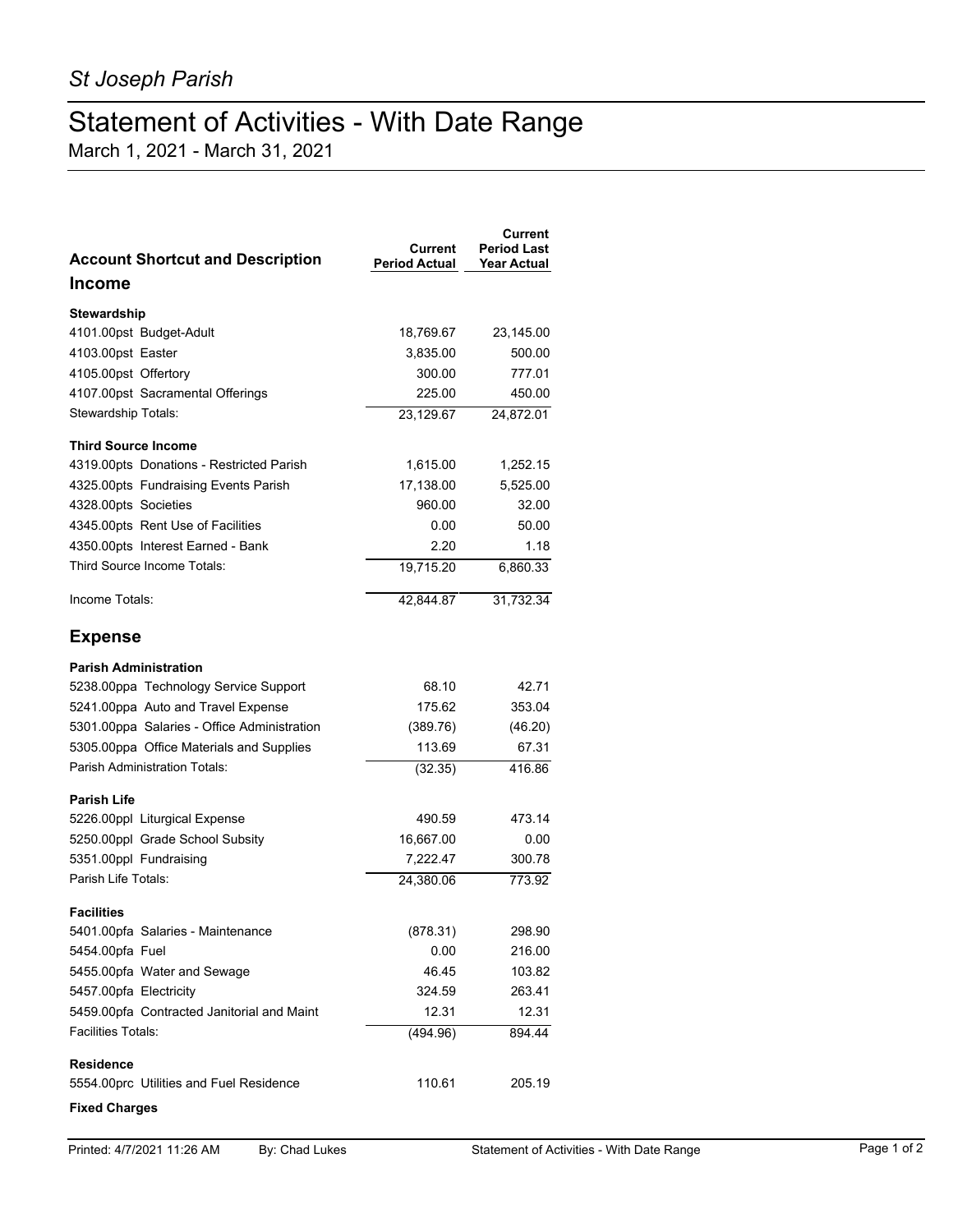*St Joseph Parish*

# Statement of Activities - With Date Range

March 1, 2021 - March 31, 2021

| Account Shortcut and Description | Current Period Actual | Current Period Last Year Actual |
|---|---|---|
| **Income** | | |
| **Stewardship** | | |
| 4101.00pst Budget-Adult | 18,769.67 | 23,145.00 |
| 4103.00pst Easter | 3,835.00 | 500.00 |
| 4105.00pst Offertory | 300.00 | 777.01 |
| 4107.00pst Sacramental Offerings | 225.00 | 450.00 |
| Stewardship Totals: | 23,129.67 | 24,872.01 |
| **Third Source Income** | | |
| 4319.00pts Donations - Restricted Parish | 1,615.00 | 1,252.15 |
| 4325.00pts Fundraising Events Parish | 17,138.00 | 5,525.00 |
| 4328.00pts Societies | 960.00 | 32.00 |
| 4345.00pts Rent Use of Facilities | 0.00 | 50.00 |
| 4350.00pts Interest Earned - Bank | 2.20 | 1.18 |
| Third Source Income Totals: | 19,715.20 | 6,860.33 |
| Income Totals: | 42,844.87 | 31,732.34 |
| **Expense** | | |
| **Parish Administration** | | |
| 5238.00ppa Technology Service Support | 68.10 | 42.71 |
| 5241.00ppa Auto and Travel Expense | 175.62 | 353.04 |
| 5301.00ppa Salaries - Office Administration | (389.76) | (46.20) |
| 5305.00ppa Office Materials and Supplies | 113.69 | 67.31 |
| Parish Administration Totals: | (32.35) | 416.86 |
| **Parish Life** | | |
| 5226.00ppl Liturgical Expense | 490.59 | 473.14 |
| 5250.00ppl Grade School Subsity | 16,667.00 | 0.00 |
| 5351.00ppl Fundraising | 7,222.47 | 300.78 |
| Parish Life Totals: | 24,380.06 | 773.92 |
| **Facilities** | | |
| 5401.00pfa Salaries - Maintenance | (878.31) | 298.90 |
| 5454.00pfa Fuel | 0.00 | 216.00 |
| 5455.00pfa Water and Sewage | 46.45 | 103.82 |
| 5457.00pfa Electricity | 324.59 | 263.41 |
| 5459.00pfa Contracted Janitorial and Maint | 12.31 | 12.31 |
| Facilities Totals: | (494.96) | 894.44 |
| **Residence** | | |
| 5554.00prc Utilities and Fuel Residence | 110.61 | 205.19 |
| **Fixed Charges** | | |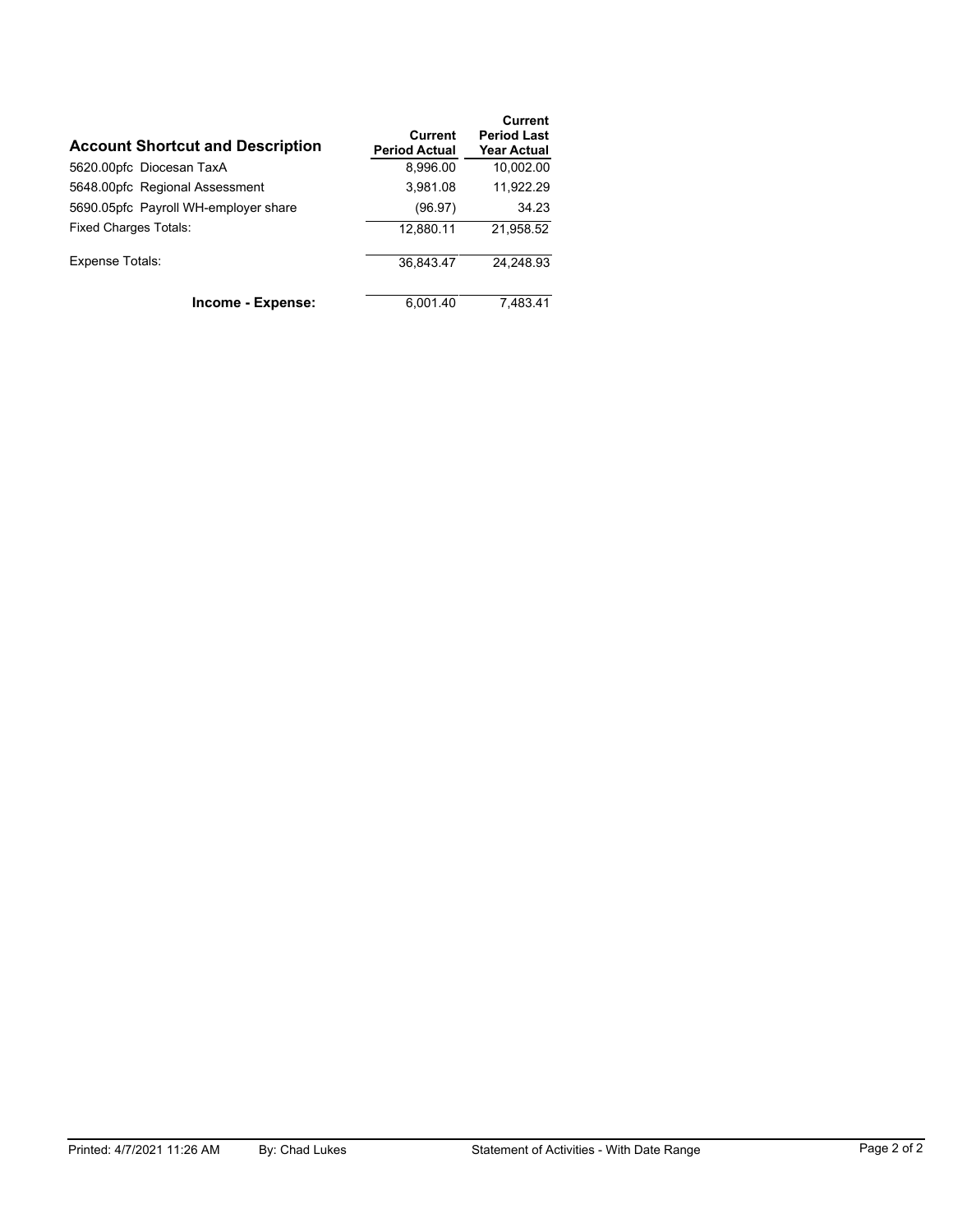| Account Shortcut and Description | Current Period Actual | Current Period Last Year Actual |
|---|---|---|
| 5620.00pfc Diocesan TaxA | 8,996.00 | 10,002.00 |
| 5648.00pfc Regional Assessment | 3,981.08 | 11,922.29 |
| 5690.05pfc Payroll WH-employer share | (96.97) | 34.23 |
| Fixed Charges Totals: | 12,880.11 | 21,958.52 |
| Expense Totals: | 36,843.47 | 24,248.93 |
| **Income - Expense:** | 6,001.40 | 7,483.41 |